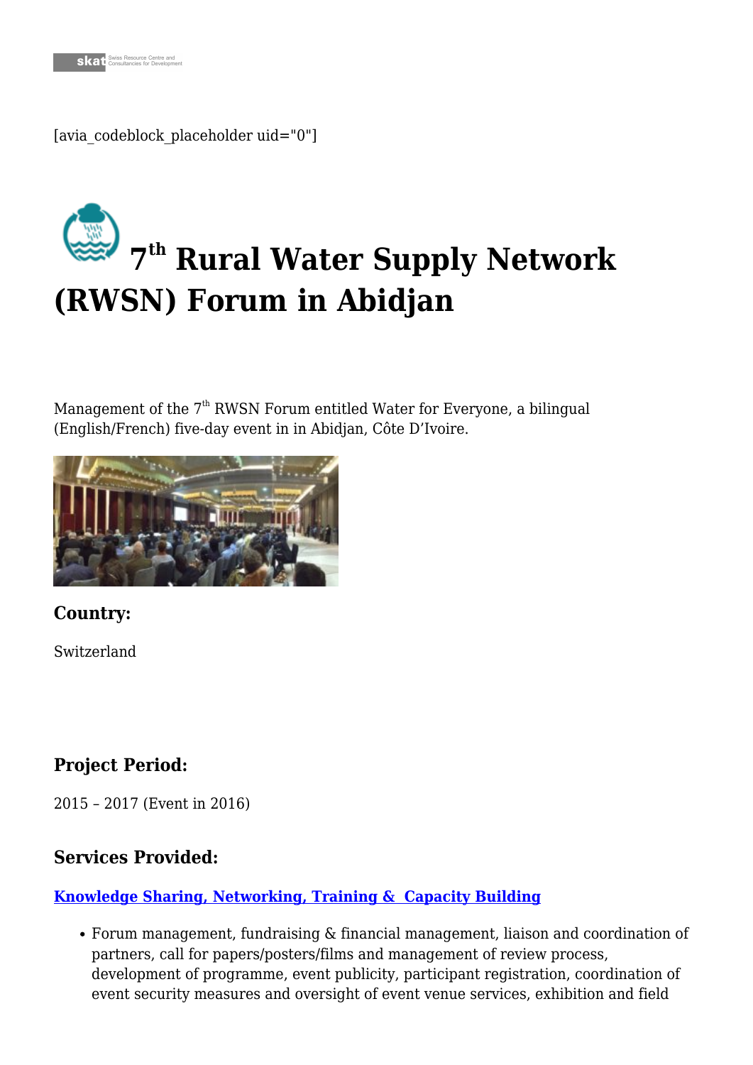[avia_codeblock_placeholder uid="0"]

# 7th Rural Water Supply Network (RWSN) Forum in Abidjan

Management of the 7th RWSN Forum entitled Water for Everyone, a bilingual (English/French) five-day event in in Abidjan, Côte D'Ivoire.

### Country:

Switzerland

### Project Period:

2015 – 2017 (Event in 2016)

### Services Provided:

**Knowledge Sharing, Networking, Training & Capacity Building**

- Forum management, fundraising & financial management, liaison and coordination of partners, call for papers/posters/films and management of review process, development of programme, event publicity, participant registration, coordination of event security measures and oversight of event venue services, exhibition and field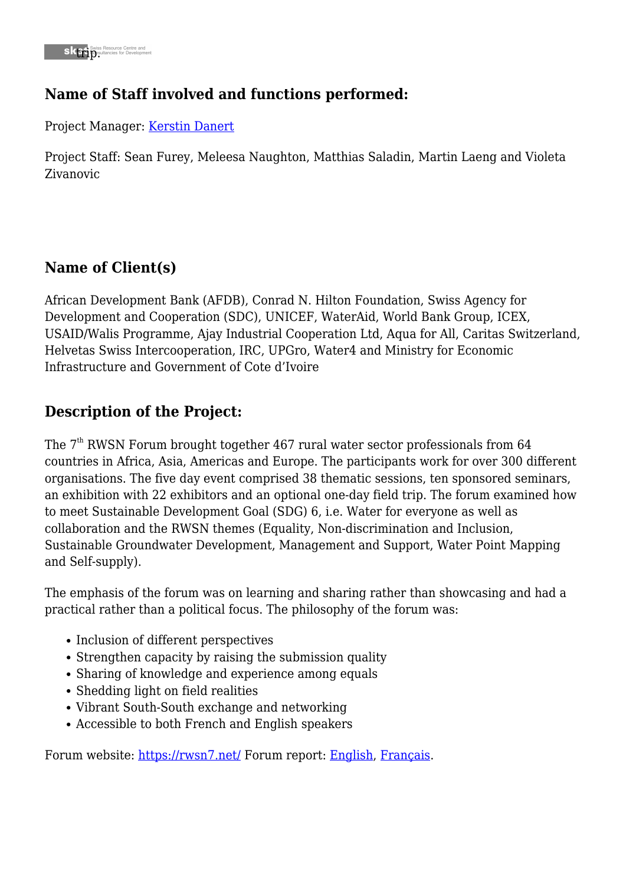trip.

## Name of Staff involved and functions performed:

Project Manager: Kerstin Danert

Project Staff: Sean Furey, Meleesa Naughton, Matthias Saladin, Martin Laeng and Violeta Zivanovic

## Name of Client(s)

African Development Bank (AFDB), Conrad N. Hilton Foundation, Swiss Agency for Development and Cooperation (SDC), UNICEF, WaterAid, World Bank Group, ICEX, USAID/Walis Programme, Ajay Industrial Cooperation Ltd, Aqua for All, Caritas Switzerland, Helvetas Swiss Intercooperation, IRC, UPGro, Water4 and Ministry for Economic Infrastructure and Government of Cote d'Ivoire

## Description of the Project:

The 7th RWSN Forum brought together 467 rural water sector professionals from 64 countries in Africa, Asia, Americas and Europe. The participants work for over 300 different organisations. The five day event comprised 38 thematic sessions, ten sponsored seminars, an exhibition with 22 exhibitors and an optional one-day field trip. The forum examined how to meet Sustainable Development Goal (SDG) 6, i.e. Water for everyone as well as collaboration and the RWSN themes (Equality, Non-discrimination and Inclusion, Sustainable Groundwater Development, Management and Support, Water Point Mapping and Self-supply).

The emphasis of the forum was on learning and sharing rather than showcasing and had a practical rather than a political focus. The philosophy of the forum was:

- Inclusion of different perspectives
- Strengthen capacity by raising the submission quality
- Sharing of knowledge and experience among equals
- Shedding light on field realities
- Vibrant South-South exchange and networking
- Accessible to both French and English speakers

Forum website: https://rwsn7.net/ Forum report: English, Français.